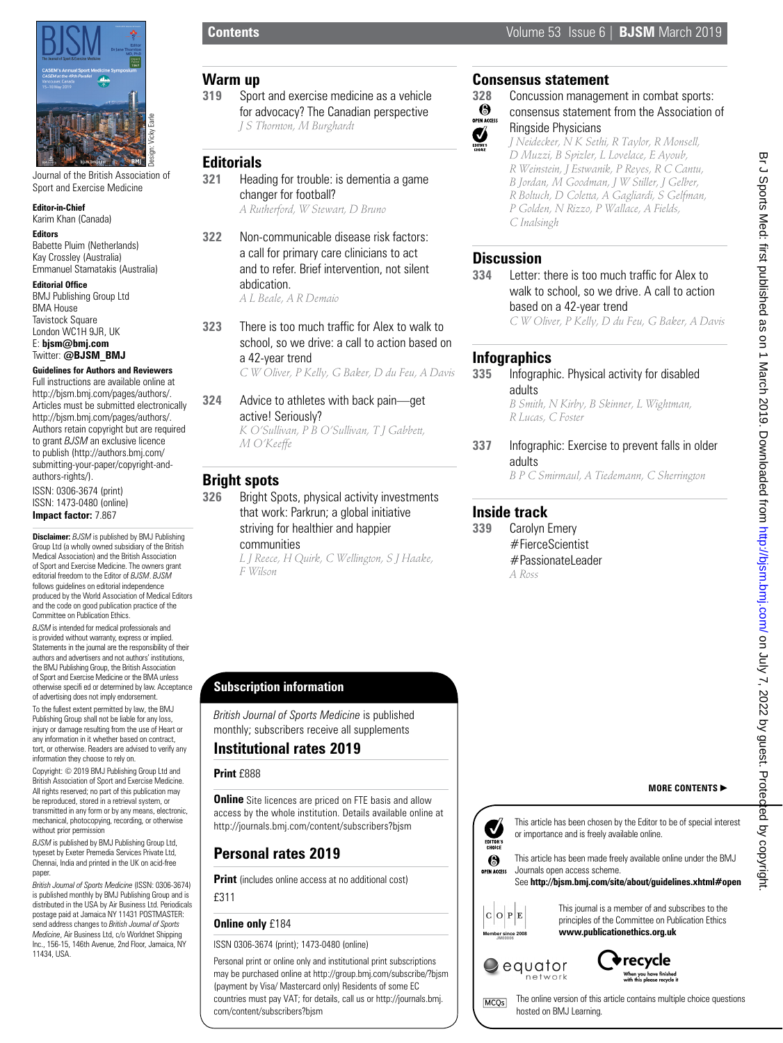Journal of the British Association of Sport and Exercise Medicine

**Editor-in-Chief**
Karim Khan (Canada)

**Editors**
Babette Pluim (Netherlands)
Kay Crossley (Australia)
Emmanuel Stamatakis (Australia)

**Editorial Office**
BMJ Publishing Group Ltd
BMA House
Tavistock Square
London WC1H 9JR, UK
E: **bjsm@bmj.com**
Twitter: **@BJSM_BMJ**

**Guidelines for Authors and Reviewers**
Full instructions are available online at http://bjsm.bmj.com/pages/authors/. Articles must be submitted electronically http://bjsm.bmj.com/pages/authors/. Authors retain copyright but are required to grant *BJSM* an exclusive licence to publish (http://authors.bmj.com/submitting-your-paper/copyright-and-authors-rights/).

ISSN: 0306-3674 (print)
ISSN: 1473-0480 (online)
**Impact factor:** 7.867

***Disclaimer:*** *BJSM* is published by BMJ Publishing Group Ltd (a wholly owned subsidiary of the British Medical Association) and the British Association of Sport and Exercise Medicine. The owners grant editorial freedom to the Editor of *BJSM*. *BJSM* follows guidelines on editorial independence produced by the World Association of Medical Editors and the code on good publication practice of the Committee on Publication Ethics.

*BJSM* is intended for medical professionals and is provided without warranty, express or implied. Statements in the journal are the responsibility of their authors and advertisers and not authors' institutions, the BMJ Publishing Group, the British Association of Sport and Exercise Medicine or the BMA unless otherwise specifi ed or determined by law. Acceptance of advertising does not imply endorsement.

To the fullest extent permitted by law, the BMJ Publishing Group shall not be liable for any loss, injury or damage resulting from the use of Heart or any information in it whether based on contract, tort, or otherwise. Readers are advised to verify any information they choose to rely on.

Copyright: © 2019 BMJ Publishing Group Ltd and British Association of Sport and Exercise Medicine. All rights reserved; no part of this publication may be reproduced, stored in a retrieval system, or transmitted in any form or by any means, electronic, mechanical, photocopying, recording, or otherwise without prior permission

*BJSM* is published by BMJ Publishing Group Ltd, typeset by Exeter Premedia Services Private Ltd, Chennai, India and printed in the UK on acid-free paper.

*British Journal of Sports Medicine* (ISSN: 0306-3674) is published monthly by BMJ Publishing Group and is distributed in the USA by Air Business Ltd. Periodicals postage paid at Jamaica NY 11431 POSTMASTER: send address changes to *British Journal of Sports Medicine*, Air Business Ltd, c/o Worldnet Shipping Inc., 156-15, 146th Avenue, 2nd Floor, Jamaica, NY 11434, USA.

# Contents

## Warm up

**319** Sport and exercise medicine as a vehicle for advocacy? The Canadian perspective
*J S Thornton, M Burghardt*

## Editorials

**321** Heading for trouble: is dementia a game changer for football?
*A Rutherford, W Stewart, D Bruno*

**322** Non-communicable disease risk factors: a call for primary care clinicians to act and to refer. Brief intervention, not silent abdication.
*A L Beale, A R Demaio*

**323** There is too much traffic for Alex to walk to school, so we drive: a call to action based on a 42-year trend
*C W Oliver, P Kelly, G Baker, D du Feu, A Davis*

**324** Advice to athletes with back pain—get active! Seriously?
*K O'Sullivan, P B O'Sullivan, T J Gabbett, M O'Keeffe*

## Bright spots

**326** Bright Spots, physical activity investments that work: Parkrun; a global initiative striving for healthier and happier communities
*L J Reece, H Quirk, C Wellington, S J Haake, F Wilson*

## Consensus statement

**328** Concussion management in combat sports: consensus statement from the Association of Ringside Physicians
*J Neidecker, N K Sethi, R Taylor, R Monsell, D Muzzi, B Spizler, L Lovelace, E Ayoub, R Weinstein, J Estwanik, P Reyes, R C Cantu, B Jordan, M Goodman, J W Stiller, J Gelber, R Boltuch, D Coletta, A Gagliardi, S Gelfman, P Golden, N Rizzo, P Wallace, A Fields, C Inalsingh*

## Discussion

**334** Letter: there is too much traffic for Alex to walk to school, so we drive. A call to action based on a 42-year trend
*C W Oliver, P Kelly, D du Feu, G Baker, A Davis*

## Infographics

**335** Infographic. Physical activity for disabled adults
*B Smith, N Kirby, B Skinner, L Wightman, R Lucas, C Foster*

**337** Infographic: Exercise to prevent falls in older adults
*B P C Smirmaul, A Tiedemann, C Sherrington*

## Inside track

**339** Carolyn Emery #FierceScientist #PassionateLeader
*A Ross*

**MORE CONTENTS ►**

## Subscription information

*British Journal of Sports Medicine* is published monthly; subscribers receive all supplements

### Institutional rates 2019

**Print** £888

**Online** Site licences are priced on FTE basis and allow access by the whole institution. Details available online at http://journals.bmj.com/content/subscribers?bjsm

### Personal rates 2019

**Print** (includes online access at no additional cost)
£311

**Online only** £184

ISSN 0306-3674 (print); 1473-0480 (online)

Personal print or online only and institutional print subscriptions may be purchased online at http://group.bmj.com/subscribe/?bjsm (payment by Visa/ Mastercard only) Residents of some EC countries must pay VAT; for details, call us or http://journals.bmj.com/content/subscribers?bjsm

EDITOR'S CHOICE — This article has been chosen by the Editor to be of special interest or importance and is freely available online.

OPEN ACCESS — This article has been made freely available online under the BMJ Journals open access scheme.
See **http://bjsm.bmj.com/site/about/guidelines.xhtml#open**

This journal is a member of and subscribes to the principles of the Committee on Publication Ethics
**www.publicationethics.org.uk**

MCQs — The online version of this article contains multiple choice questions hosted on BMJ Learning.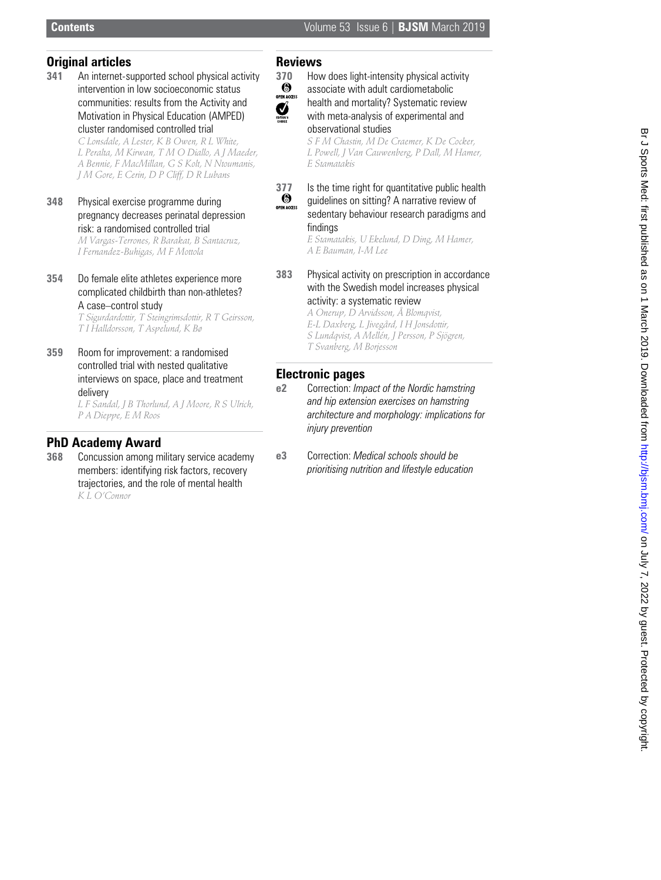# Contents

## Original articles

**341** An internet-supported school physical activity intervention in low socioeconomic status communities: results from the Activity and Motivation in Physical Education (AMPED) cluster randomised controlled trial
*C Lonsdale, A Lester, K B Owen, R L White, L Peralta, M Kirwan, T M O Diallo, A J Maeder, A Bennie, F MacMillan, G S Kolt, N Ntoumanis, J M Gore, E Cerin, D P Cliff, D R Lubans*

**348** Physical exercise programme during pregnancy decreases perinatal depression risk: a randomised controlled trial
*M Vargas-Terrones, R Barakat, B Santacruz, I Fernandez-Buhigas, M F Mottola*

**354** Do female elite athletes experience more complicated childbirth than non-athletes? A case–control study
*T Sigurdardottir, T Steingrimsdottir, R T Geirsson, T I Halldorsson, T Aspelund, K Bø*

**359** Room for improvement: a randomised controlled trial with nested qualitative interviews on space, place and treatment delivery
*L F Sandal, J B Thorlund, A J Moore, R S Ulrich, P A Dieppe, E M Roos*

## PhD Academy Award

**368** Concussion among military service academy members: identifying risk factors, recovery trajectories, and the role of mental health
*K L O'Connor*

## Reviews

**370** OPEN ACCESS EDITOR'S CHOICE How does light-intensity physical activity associate with adult cardiometabolic health and mortality? Systematic review with meta-analysis of experimental and observational studies
*S F M Chastin, M De Craemer, K De Cocker, L Powell, J Van Cauwenberg, P Dall, M Hamer, E Stamatakis*

**377** OPEN ACCESS Is the time right for quantitative public health guidelines on sitting? A narrative review of sedentary behaviour research paradigms and findings
*E Stamatakis, U Ekelund, D Ding, M Hamer, A E Bauman, I-M Lee*

**383** Physical activity on prescription in accordance with the Swedish model increases physical activity: a systematic review
*A Onerup, D Arvidsson, Å Blomqvist, E-L Daxberg, L Jivegård, I H Jonsdottir, S Lundqvist, A Mellén, J Persson, P Sjögren, T Svanberg, M Borjesson*

## Electronic pages

**e2** Correction: *Impact of the Nordic hamstring and hip extension exercises on hamstring architecture and morphology: implications for injury prevention*

**e3** Correction: *Medical schools should be prioritising nutrition and lifestyle education*